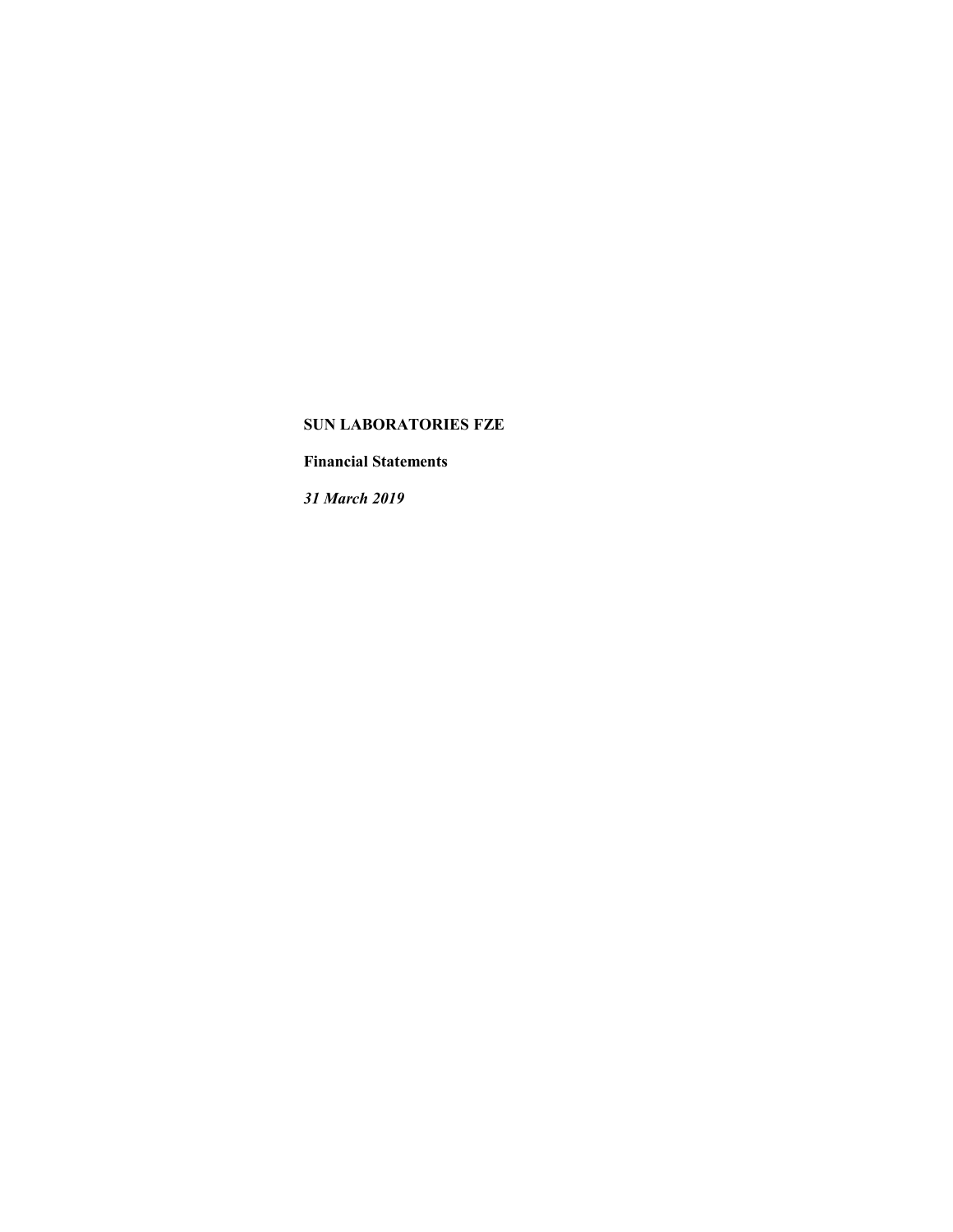**SUN LABORATORIES FZE**

**Financial Statements**

***31 March 2019***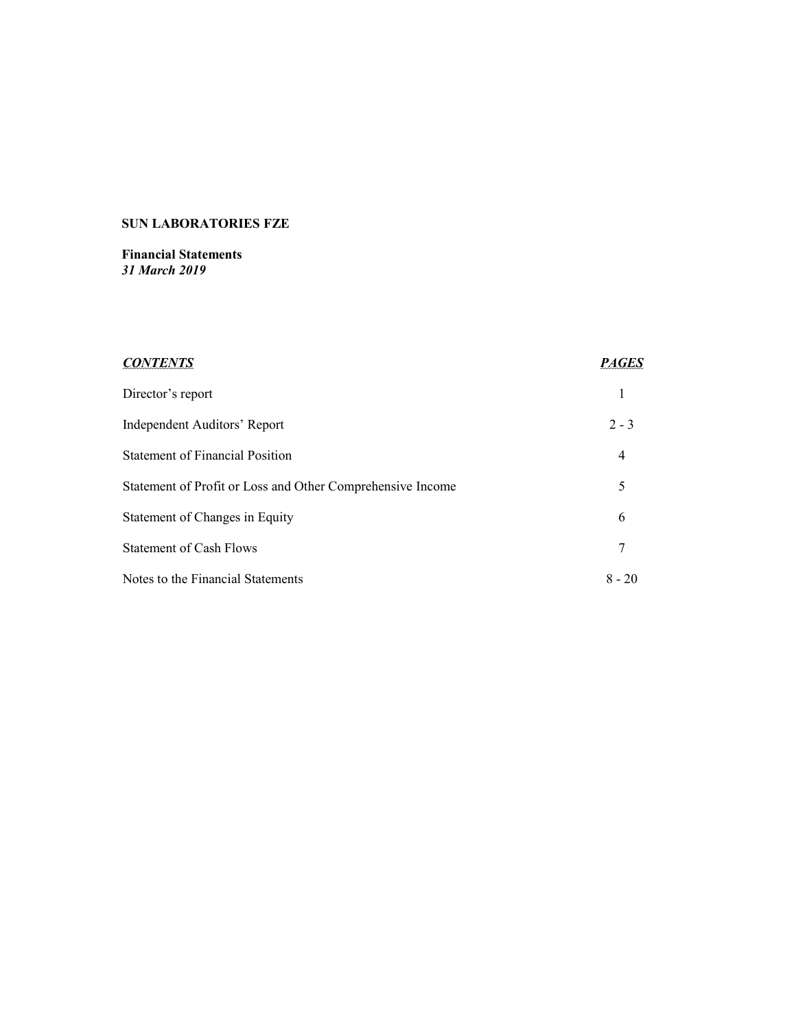**SUN LABORATORIES FZE**

**Financial Statements**
***31 March 2019***

| ***CONTENTS*** | ***PAGES*** |
|---|---|
| Director's report | 1 |
| Independent Auditors' Report | 2 - 3 |
| Statement of Financial Position | 4 |
| Statement of Profit or Loss and Other Comprehensive Income | 5 |
| Statement of Changes in Equity | 6 |
| Statement of Cash Flows | 7 |
| Notes to the Financial Statements | 8 - 20 |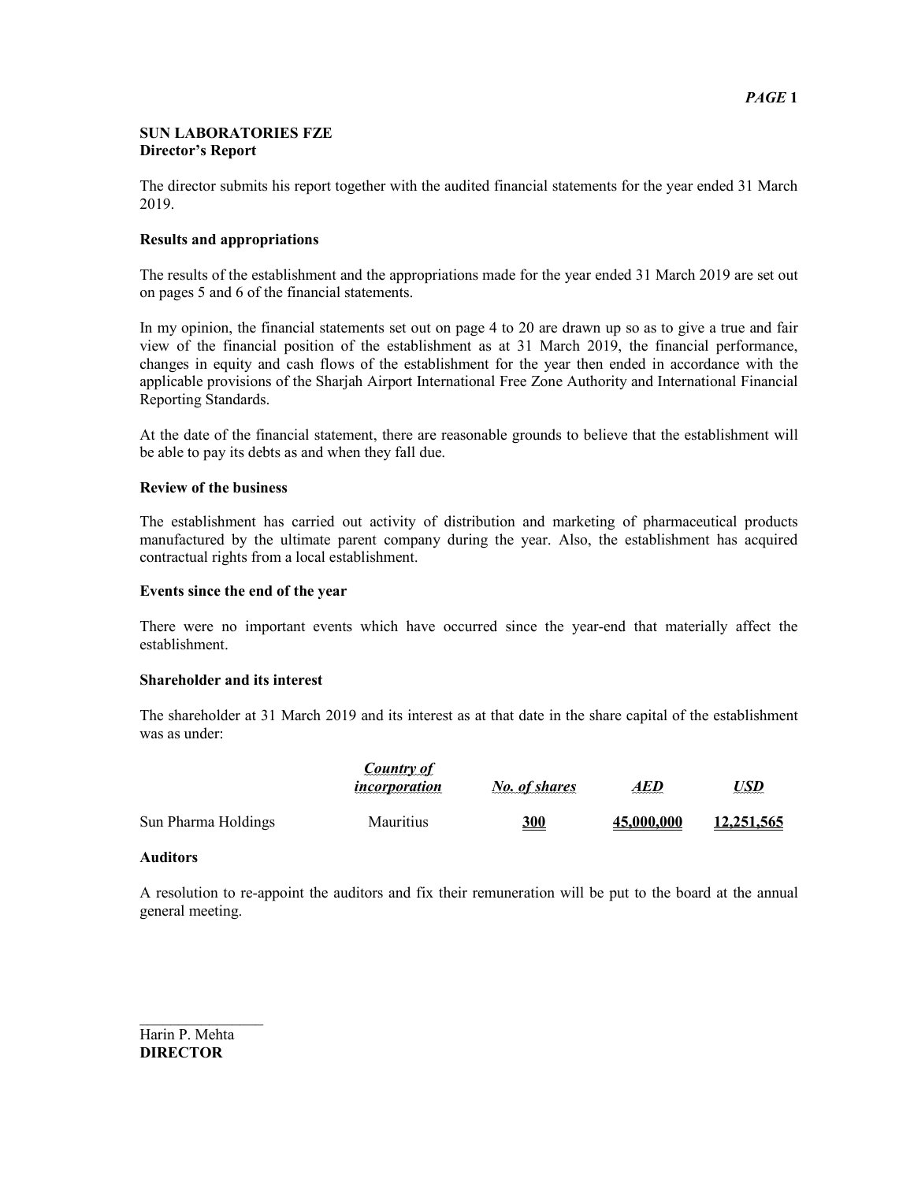**SUN LABORATORIES FZE**
**Director's Report**

The director submits his report together with the audited financial statements for the year ended 31 March 2019.

**Results and appropriations**

The results of the establishment and the appropriations made for the year ended 31 March 2019 are set out on pages 5 and 6 of the financial statements.

In my opinion, the financial statements set out on page 4 to 20 are drawn up so as to give a true and fair view of the financial position of the establishment as at 31 March 2019, the financial performance, changes in equity and cash flows of the establishment for the year then ended in accordance with the applicable provisions of the Sharjah Airport International Free Zone Authority and International Financial Reporting Standards.

At the date of the financial statement, there are reasonable grounds to believe that the establishment will be able to pay its debts as and when they fall due.

**Review of the business**

The establishment has carried out activity of distribution and marketing of pharmaceutical products manufactured by the ultimate parent company during the year. Also, the establishment has acquired contractual rights from a local establishment.

**Events since the end of the year**

There were no important events which have occurred since the year-end that materially affect the establishment.

**Shareholder and its interest**

The shareholder at 31 March 2019 and its interest as at that date in the share capital of the establishment was as under:

| | ***Country of incorporation*** | ***No. of shares*** | ***AED*** | ***USD*** |
|---|---|---|---|---|
| Sun Pharma Holdings | Mauritius | **300** | **45,000,000** | **12,251,565** |

**Auditors**

A resolution to re-appoint the auditors and fix their remuneration will be put to the board at the annual general meeting.

\_\_\_\_\_\_\_\_\_\_\_\_\_\_\_\_

Harin P. Mehta
**DIRECTOR**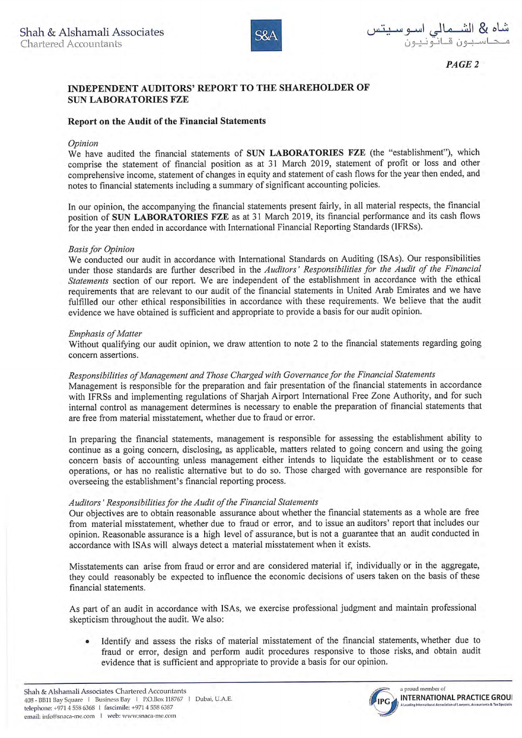## INDEPENDENT AUDITORS' REPORT TO THE SHAREHOLDER OF SUN LABORATORIES FZE

### Report on the Audit of the Financial Statements

*Opinion*

We have audited the financial statements of **SUN LABORATORIES FZE** (the "establishment"), which comprise the statement of financial position as at 31 March 2019, statement of profit or loss and other comprehensive income, statement of changes in equity and statement of cash flows for the year then ended, and notes to financial statements including a summary of significant accounting policies.

In our opinion, the accompanying the financial statements present fairly, in all material respects, the financial position of **SUN LABORATORIES FZE** as at 31 March 2019, its financial performance and its cash flows for the year then ended in accordance with International Financial Reporting Standards (IFRSs).

*Basis for Opinion*

We conducted our audit in accordance with International Standards on Auditing (ISAs). Our responsibilities under those standards are further described in the *Auditors' Responsibilities for the Audit of the Financial Statements* section of our report. We are independent of the establishment in accordance with the ethical requirements that are relevant to our audit of the financial statements in United Arab Emirates and we have fulfilled our other ethical responsibilities in accordance with these requirements. We believe that the audit evidence we have obtained is sufficient and appropriate to provide a basis for our audit opinion.

*Emphasis of Matter*

Without qualifying our audit opinion, we draw attention to note 2 to the financial statements regarding going concern assertions.

*Responsibilities of Management and Those Charged with Governance for the Financial Statements*

Management is responsible for the preparation and fair presentation of the financial statements in accordance with IFRSs and implementing regulations of Sharjah Airport International Free Zone Authority, and for such internal control as management determines is necessary to enable the preparation of financial statements that are free from material misstatement, whether due to fraud or error.

In preparing the financial statements, management is responsible for assessing the establishment ability to continue as a going concern, disclosing, as applicable, matters related to going concern and using the going concern basis of accounting unless management either intends to liquidate the establishment or to cease operations, or has no realistic alternative but to do so. Those charged with governance are responsible for overseeing the establishment's financial reporting process.

*Auditors' Responsibilities for the Audit of the Financial Statements*

Our objectives are to obtain reasonable assurance about whether the financial statements as a whole are free from material misstatement, whether due to fraud or error, and to issue an auditors' report that includes our opinion. Reasonable assurance is a high level of assurance, but is not a guarantee that an audit conducted in accordance with ISAs will always detect a material misstatement when it exists.

Misstatements can arise from fraud or error and are considered material if, individually or in the aggregate, they could reasonably be expected to influence the economic decisions of users taken on the basis of these financial statements.

As part of an audit in accordance with ISAs, we exercise professional judgment and maintain professional skepticism throughout the audit. We also:

- Identify and assess the risks of material misstatement of the financial statements, whether due to fraud or error, design and perform audit procedures responsive to those risks, and obtain audit evidence that is sufficient and appropriate to provide a basis for our opinion.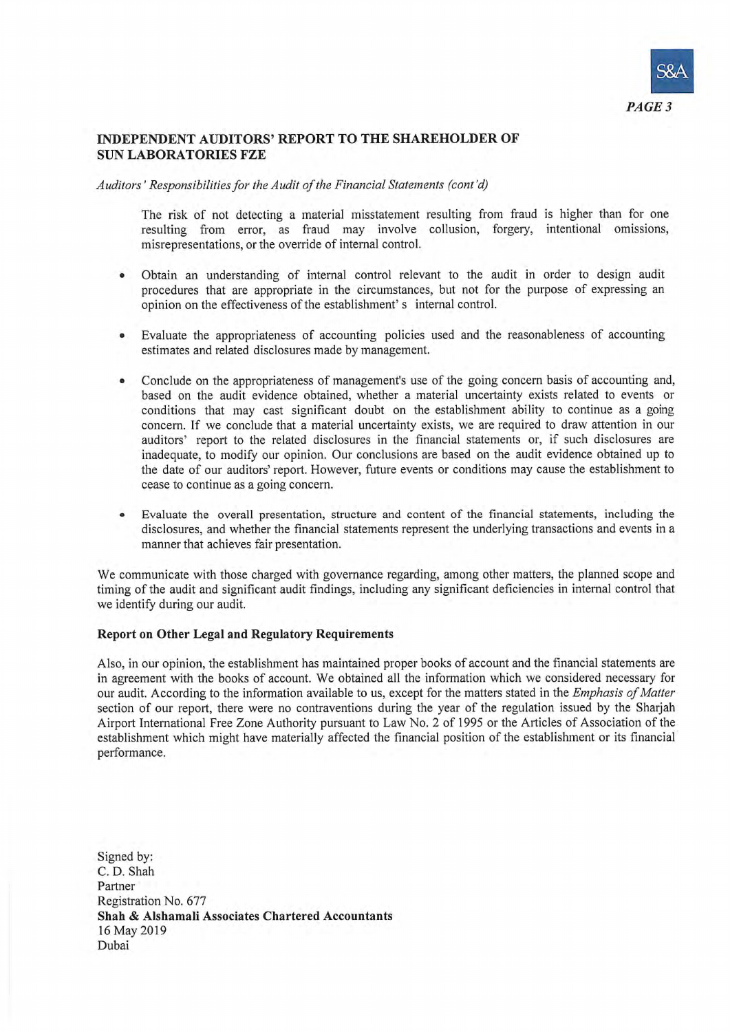## INDEPENDENT AUDITORS' REPORT TO THE SHAREHOLDER OF SUN LABORATORIES FZE

*Auditors' Responsibilities for the Audit of the Financial Statements (cont'd)*

The risk of not detecting a material misstatement resulting from fraud is higher than for one resulting from error, as fraud may involve collusion, forgery, intentional omissions, misrepresentations, or the override of internal control.

- Obtain an understanding of internal control relevant to the audit in order to design audit procedures that are appropriate in the circumstances, but not for the purpose of expressing an opinion on the effectiveness of the establishment' s internal control.

- Evaluate the appropriateness of accounting policies used and the reasonableness of accounting estimates and related disclosures made by management.

- Conclude on the appropriateness of management's use of the going concern basis of accounting and, based on the audit evidence obtained, whether a material uncertainty exists related to events or conditions that may cast significant doubt on the establishment ability to continue as a going concern. If we conclude that a material uncertainty exists, we are required to draw attention in our auditors' report to the related disclosures in the financial statements or, if such disclosures are inadequate, to modify our opinion. Our conclusions are based on the audit evidence obtained up to the date of our auditors' report. However, future events or conditions may cause the establishment to cease to continue as a going concern.

- Evaluate the overall presentation, structure and content of the financial statements, including the disclosures, and whether the financial statements represent the underlying transactions and events in a manner that achieves fair presentation.

We communicate with those charged with governance regarding, among other matters, the planned scope and timing of the audit and significant audit findings, including any significant deficiencies in internal control that we identify during our audit.

**Report on Other Legal and Regulatory Requirements**

Also, in our opinion, the establishment has maintained proper books of account and the financial statements are in agreement with the books of account. We obtained all the information which we considered necessary for our audit. According to the information available to us, except for the matters stated in the *Emphasis of Matter* section of our report, there were no contraventions during the year of the regulation issued by the Sharjah Airport International Free Zone Authority pursuant to Law No. 2 of 1995 or the Articles of Association of the establishment which might have materially affected the financial position of the establishment or its financial performance.

Signed by:
C. D. Shah
Partner
Registration No. 677
**Shah & Alshamali Associates Chartered Accountants**
16 May 2019
Dubai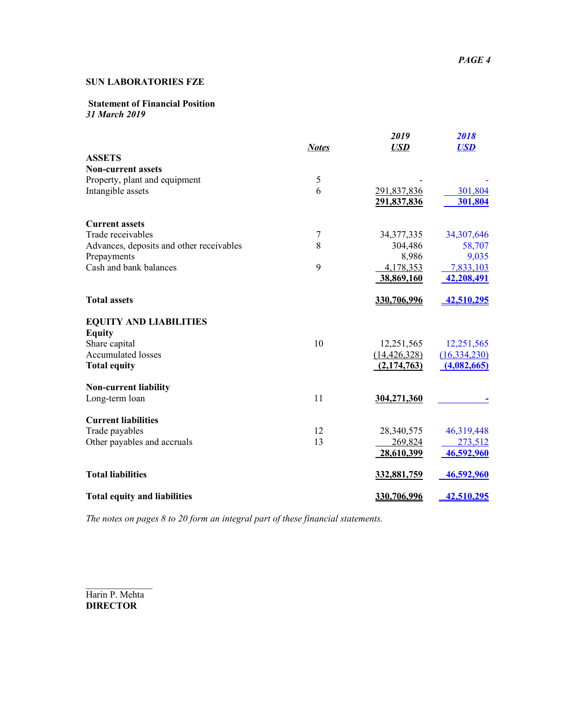**SUN LABORATORIES FZE**

**Statement of Financial Position**
*31 March 2019*

| | *Notes* | *2019* *USD* | *2018* *USD* |
|---|---|---|---|
| **ASSETS** | | | |
| **Non-current assets** | | | |
| Property, plant and equipment | 5 | - | - |
| Intangible assets | 6 | 291,837,836 | 301,804 |
| | | **291,837,836** | **301,804** |
| **Current assets** | | | |
| Trade receivables | 7 | 34,377,335 | 34,307,646 |
| Advances, deposits and other receivables | 8 | 304,486 | 58,707 |
| Prepayments | | 8,986 | 9,035 |
| Cash and bank balances | 9 | 4,178,353 | 7,833,103 |
| | | **38,869,160** | **42,208,491** |
| **Total assets** | | **330,706,996** | **42,510,295** |
| **EQUITY AND LIABILITIES** | | | |
| **Equity** | | | |
| Share capital | 10 | 12,251,565 | 12,251,565 |
| Accumulated losses | | (14,426,328) | (16,334,230) |
| **Total equity** | | **(2,174,763)** | **(4,082,665)** |
| **Non-current liability** | | | |
| Long-term loan | 11 | **304,271,360** | **-** |
| **Current liabilities** | | | |
| Trade payables | 12 | 28,340,575 | 46,319,448 |
| Other payables and accruals | 13 | 269,824 | 273,512 |
| | | **28,610,399** | **46,592,960** |
| **Total liabilities** | | **332,881,759** | **46,592,960** |
| **Total equity and liabilities** | | **330,706,996** | **42,510,295** |

*The notes on pages 8 to 20 form an integral part of these financial statements.*

Harin P. Mehta
**DIRECTOR**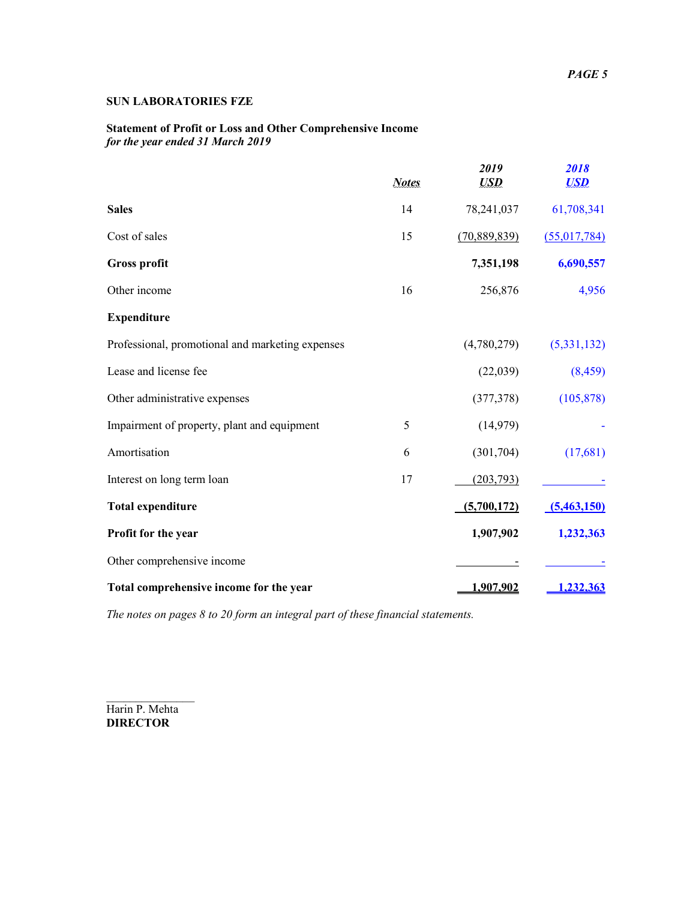**SUN LABORATORIES FZE**

**Statement of Profit or Loss and Other Comprehensive Income**
***for the year ended 31 March 2019***

| | ***Notes*** | ***2019 USD*** | ***2018 USD*** |
|---|---|---|---|
| **Sales** | 14 | 78,241,037 | 61,708,341 |
| Cost of sales | 15 | (70,889,839) | (55,017,784) |
| **Gross profit** | | **7,351,198** | **6,690,557** |
| Other income | 16 | 256,876 | 4,956 |
| **Expenditure** | | | |
| Professional, promotional and marketing expenses | | (4,780,279) | (5,331,132) |
| Lease and license fee | | (22,039) | (8,459) |
| Other administrative expenses | | (377,378) | (105,878) |
| Impairment of property, plant and equipment | 5 | (14,979) | - |
| Amortisation | 6 | (301,704) | (17,681) |
| Interest on long term loan | 17 | (203,793) | - |
| **Total expenditure** | | **(5,700,172)** | **(5,463,150)** |
| **Profit for the year** | | **1,907,902** | **1,232,363** |
| Other comprehensive income | | - | - |
| **Total comprehensive income for the year** | | **1,907,902** | **1,232,363** |

*The notes on pages 8 to 20 form an integral part of these financial statements.*

Harin P. Mehta
**DIRECTOR**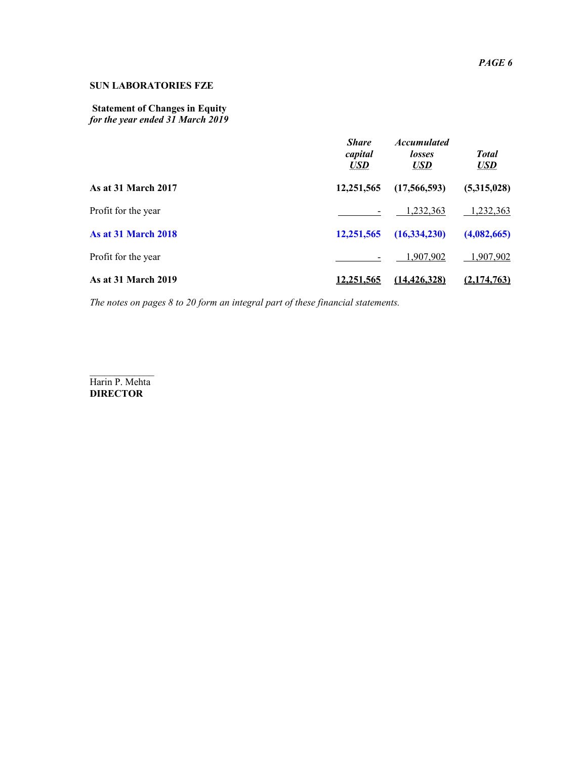**SUN LABORATORIES FZE**

**Statement of Changes in Equity**
***for the year ended 31 March 2019***

| | ***Share capital USD*** | ***Accumulated losses USD*** | ***Total USD*** |
|---|---|---|---|
| **As at 31 March 2017** | **12,251,565** | **(17,566,593)** | **(5,315,028)** |
| Profit for the year | - | 1,232,363 | 1,232,363 |
| **As at 31 March 2018** | **12,251,565** | **(16,334,230)** | **(4,082,665)** |
| Profit for the year | - | 1,907,902 | 1,907,902 |
| **As at 31 March 2019** | **12,251,565** | **(14,426,328)** | **(2,174,763)** |

*The notes on pages 8 to 20 form an integral part of these financial statements.*

Harin P. Mehta
**DIRECTOR**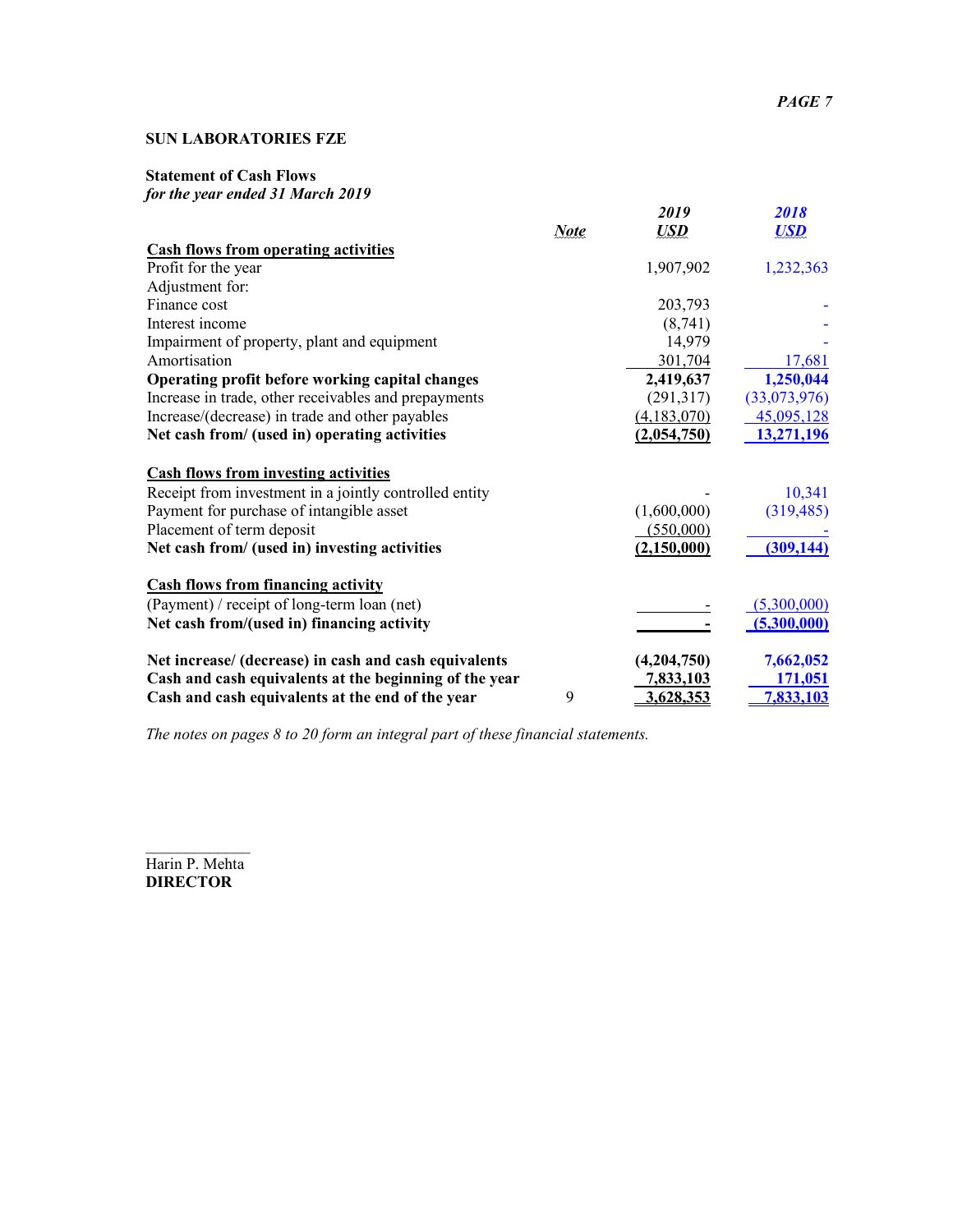**SUN LABORATORIES FZE**

**Statement of Cash Flows**
***for the year ended 31 March 2019***

| | *Note* | *2019* *USD* | *2018* *USD* |
|---|---|---|---|
| **Cash flows from operating activities** | | | |
| Profit for the year | | 1,907,902 | 1,232,363 |
| Adjustment for: | | | |
| Finance cost | | 203,793 | - |
| Interest income | | (8,741) | - |
| Impairment of property, plant and equipment | | 14,979 | - |
| Amortisation | | 301,704 | 17,681 |
| **Operating profit before working capital changes** | | **2,419,637** | **1,250,044** |
| Increase in trade, other receivables and prepayments | | (291,317) | (33,073,976) |
| Increase/(decrease) in trade and other payables | | (4,183,070) | 45,095,128 |
| **Net cash from/ (used in) operating activities** | | **(2,054,750)** | **13,271,196** |
| **Cash flows from investing activities** | | | |
| Receipt from investment in a jointly controlled entity | | - | 10,341 |
| Payment for purchase of intangible asset | | (1,600,000) | (319,485) |
| Placement of term deposit | | (550,000) | - |
| **Net cash from/ (used in) investing activities** | | **(2,150,000)** | **(309,144)** |
| **Cash flows from financing activity** | | | |
| (Payment) / receipt of long-term loan (net) | | - | (5,300,000) |
| **Net cash from/(used in) financing activity** | | **-** | **(5,300,000)** |
| **Net increase/ (decrease) in cash and cash equivalents** | | **(4,204,750)** | **7,662,052** |
| **Cash and cash equivalents at the beginning of the year** | | **7,833,103** | **171,051** |
| **Cash and cash equivalents at the end of the year** | 9 | **3,628,353** | **7,833,103** |

*The notes on pages 8 to 20 form an integral part of these financial statements.*

Harin P. Mehta
**DIRECTOR**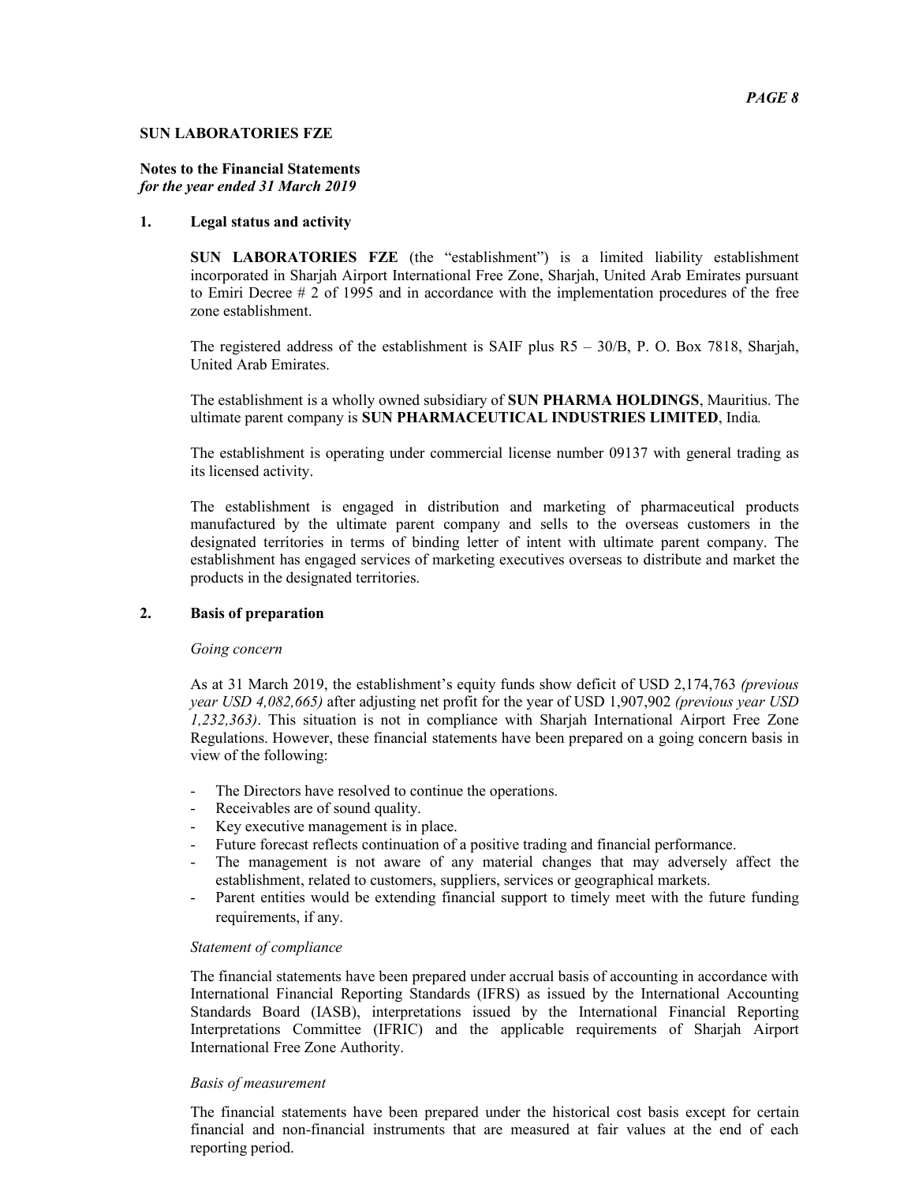**SUN LABORATORIES FZE**

**Notes to the Financial Statements**
*for the year ended 31 March 2019*

## 1. Legal status and activity

**SUN LABORATORIES FZE** (the "establishment") is a limited liability establishment incorporated in Sharjah Airport International Free Zone, Sharjah, United Arab Emirates pursuant to Emiri Decree # 2 of 1995 and in accordance with the implementation procedures of the free zone establishment.

The registered address of the establishment is SAIF plus R5 – 30/B, P. O. Box 7818, Sharjah, United Arab Emirates.

The establishment is a wholly owned subsidiary of **SUN PHARMA HOLDINGS**, Mauritius. The ultimate parent company is **SUN PHARMACEUTICAL INDUSTRIES LIMITED**, India.

The establishment is operating under commercial license number 09137 with general trading as its licensed activity.

The establishment is engaged in distribution and marketing of pharmaceutical products manufactured by the ultimate parent company and sells to the overseas customers in the designated territories in terms of binding letter of intent with ultimate parent company. The establishment has engaged services of marketing executives overseas to distribute and market the products in the designated territories.

## 2. Basis of preparation

*Going concern*

As at 31 March 2019, the establishment's equity funds show deficit of USD 2,174,763 *(previous year USD 4,082,665)* after adjusting net profit for the year of USD 1,907,902 *(previous year USD 1,232,363)*. This situation is not in compliance with Sharjah International Airport Free Zone Regulations. However, these financial statements have been prepared on a going concern basis in view of the following:

- The Directors have resolved to continue the operations.
- Receivables are of sound quality.
- Key executive management is in place.
- Future forecast reflects continuation of a positive trading and financial performance.
- The management is not aware of any material changes that may adversely affect the establishment, related to customers, suppliers, services or geographical markets.
- Parent entities would be extending financial support to timely meet with the future funding requirements, if any.

*Statement of compliance*

The financial statements have been prepared under accrual basis of accounting in accordance with International Financial Reporting Standards (IFRS) as issued by the International Accounting Standards Board (IASB), interpretations issued by the International Financial Reporting Interpretations Committee (IFRIC) and the applicable requirements of Sharjah Airport International Free Zone Authority.

*Basis of measurement*

The financial statements have been prepared under the historical cost basis except for certain financial and non-financial instruments that are measured at fair values at the end of each reporting period.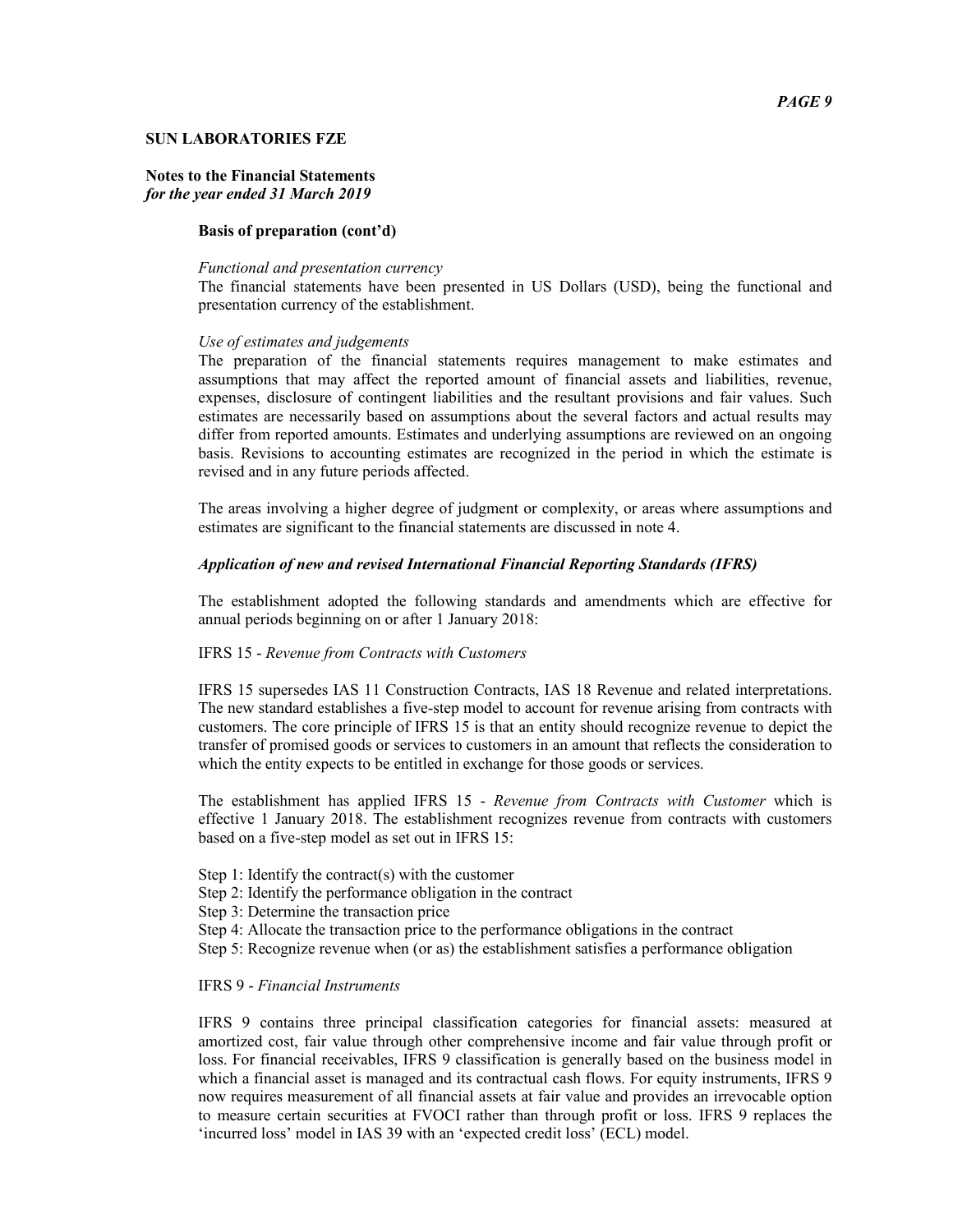**SUN LABORATORIES FZE**

**Notes to the Financial Statements**
***for the year ended 31 March 2019***

**Basis of preparation (cont'd)**

*Functional and presentation currency*
The financial statements have been presented in US Dollars (USD), being the functional and presentation currency of the establishment.

*Use of estimates and judgements*
The preparation of the financial statements requires management to make estimates and assumptions that may affect the reported amount of financial assets and liabilities, revenue, expenses, disclosure of contingent liabilities and the resultant provisions and fair values. Such estimates are necessarily based on assumptions about the several factors and actual results may differ from reported amounts. Estimates and underlying assumptions are reviewed on an ongoing basis. Revisions to accounting estimates are recognized in the period in which the estimate is revised and in any future periods affected.

The areas involving a higher degree of judgment or complexity, or areas where assumptions and estimates are significant to the financial statements are discussed in note 4.

***Application of new and revised International Financial Reporting Standards (IFRS)***

The establishment adopted the following standards and amendments which are effective for annual periods beginning on or after 1 January 2018:

IFRS 15 - *Revenue from Contracts with Customers*

IFRS 15 supersedes IAS 11 Construction Contracts, IAS 18 Revenue and related interpretations. The new standard establishes a five-step model to account for revenue arising from contracts with customers. The core principle of IFRS 15 is that an entity should recognize revenue to depict the transfer of promised goods or services to customers in an amount that reflects the consideration to which the entity expects to be entitled in exchange for those goods or services.

The establishment has applied IFRS 15 - *Revenue from Contracts with Customer* which is effective 1 January 2018. The establishment recognizes revenue from contracts with customers based on a five-step model as set out in IFRS 15:

Step 1: Identify the contract(s) with the customer
Step 2: Identify the performance obligation in the contract
Step 3: Determine the transaction price
Step 4: Allocate the transaction price to the performance obligations in the contract
Step 5: Recognize revenue when (or as) the establishment satisfies a performance obligation

IFRS 9 - *Financial Instruments*

IFRS 9 contains three principal classification categories for financial assets: measured at amortized cost, fair value through other comprehensive income and fair value through profit or loss. For financial receivables, IFRS 9 classification is generally based on the business model in which a financial asset is managed and its contractual cash flows. For equity instruments, IFRS 9 now requires measurement of all financial assets at fair value and provides an irrevocable option to measure certain securities at FVOCI rather than through profit or loss. IFRS 9 replaces the 'incurred loss' model in IAS 39 with an 'expected credit loss' (ECL) model.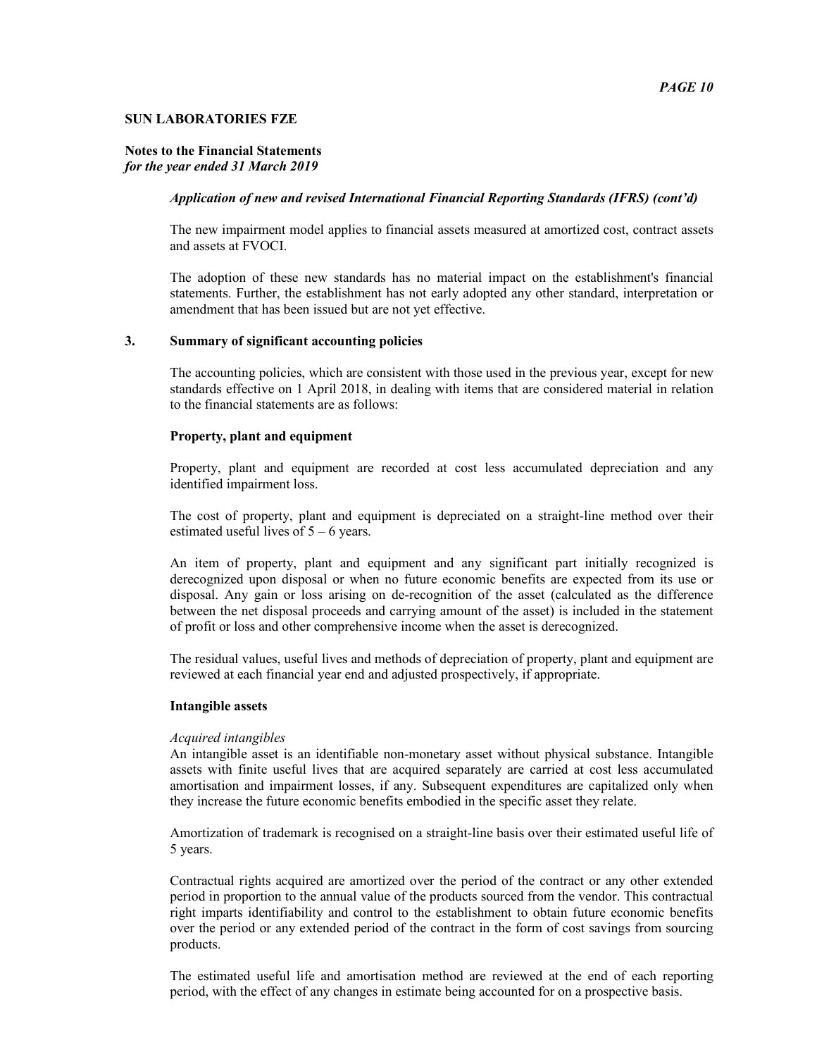**SUN LABORATORIES FZE**

**Notes to the Financial Statements**
***for the year ended 31 March 2019***

***Application of new and revised International Financial Reporting Standards (IFRS) (cont'd)***

The new impairment model applies to financial assets measured at amortized cost, contract assets and assets at FVOCI.

The adoption of these new standards has no material impact on the establishment's financial statements. Further, the establishment has not early adopted any other standard, interpretation or amendment that has been issued but are not yet effective.

## 3. Summary of significant accounting policies

The accounting policies, which are consistent with those used in the previous year, except for new standards effective on 1 April 2018, in dealing with items that are considered material in relation to the financial statements are as follows:

**Property, plant and equipment**

Property, plant and equipment are recorded at cost less accumulated depreciation and any identified impairment loss.

The cost of property, plant and equipment is depreciated on a straight-line method over their estimated useful lives of 5 – 6 years.

An item of property, plant and equipment and any significant part initially recognized is derecognized upon disposal or when no future economic benefits are expected from its use or disposal. Any gain or loss arising on de-recognition of the asset (calculated as the difference between the net disposal proceeds and carrying amount of the asset) is included in the statement of profit or loss and other comprehensive income when the asset is derecognized.

The residual values, useful lives and methods of depreciation of property, plant and equipment are reviewed at each financial year end and adjusted prospectively, if appropriate.

**Intangible assets**

*Acquired intangibles*
An intangible asset is an identifiable non-monetary asset without physical substance. Intangible assets with finite useful lives that are acquired separately are carried at cost less accumulated amortisation and impairment losses, if any. Subsequent expenditures are capitalized only when they increase the future economic benefits embodied in the specific asset they relate.

Amortization of trademark is recognised on a straight-line basis over their estimated useful life of 5 years.

Contractual rights acquired are amortized over the period of the contract or any other extended period in proportion to the annual value of the products sourced from the vendor. This contractual right imparts identifiability and control to the establishment to obtain future economic benefits over the period or any extended period of the contract in the form of cost savings from sourcing products.

The estimated useful life and amortisation method are reviewed at the end of each reporting period, with the effect of any changes in estimate being accounted for on a prospective basis.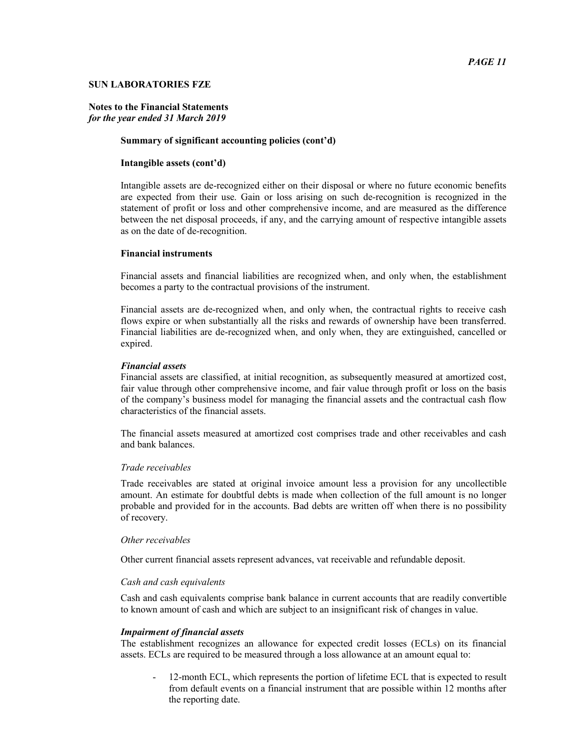**SUN LABORATORIES FZE**

**Notes to the Financial Statements**
*for the year ended 31 March 2019*

**Summary of significant accounting policies (cont'd)**

**Intangible assets (cont'd)**

Intangible assets are de-recognized either on their disposal or where no future economic benefits are expected from their use. Gain or loss arising on such de-recognition is recognized in the statement of profit or loss and other comprehensive income, and are measured as the difference between the net disposal proceeds, if any, and the carrying amount of respective intangible assets as on the date of de-recognition.

**Financial instruments**

Financial assets and financial liabilities are recognized when, and only when, the establishment becomes a party to the contractual provisions of the instrument.

Financial assets are de-recognized when, and only when, the contractual rights to receive cash flows expire or when substantially all the risks and rewards of ownership have been transferred. Financial liabilities are de-recognized when, and only when, they are extinguished, cancelled or expired.

***Financial assets***

Financial assets are classified, at initial recognition, as subsequently measured at amortized cost, fair value through other comprehensive income, and fair value through profit or loss on the basis of the company's business model for managing the financial assets and the contractual cash flow characteristics of the financial assets.

The financial assets measured at amortized cost comprises trade and other receivables and cash and bank balances.

*Trade receivables*

Trade receivables are stated at original invoice amount less a provision for any uncollectible amount. An estimate for doubtful debts is made when collection of the full amount is no longer probable and provided for in the accounts. Bad debts are written off when there is no possibility of recovery.

*Other receivables*

Other current financial assets represent advances, vat receivable and refundable deposit.

*Cash and cash equivalents*

Cash and cash equivalents comprise bank balance in current accounts that are readily convertible to known amount of cash and which are subject to an insignificant risk of changes in value.

***Impairment of financial assets***

The establishment recognizes an allowance for expected credit losses (ECLs) on its financial assets. ECLs are required to be measured through a loss allowance at an amount equal to:

- 12-month ECL, which represents the portion of lifetime ECL that is expected to result from default events on a financial instrument that are possible within 12 months after the reporting date.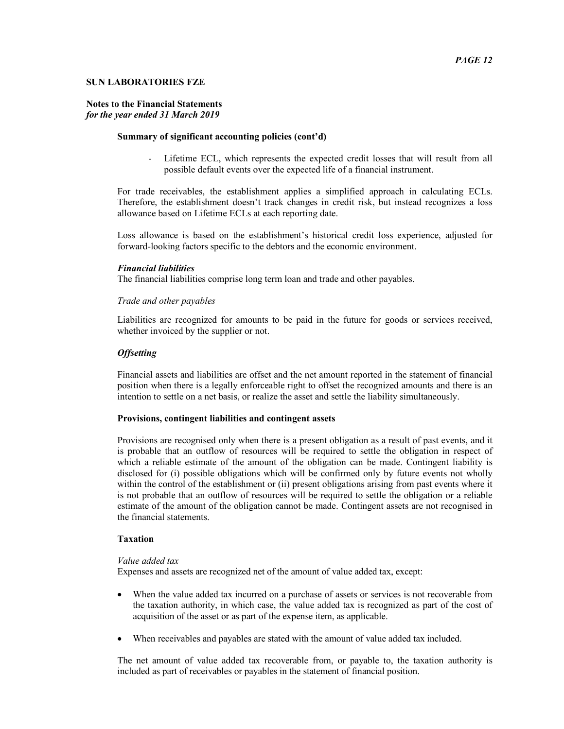**SUN LABORATORIES FZE**

**Notes to the Financial Statements**
*for the year ended 31 March 2019*

**Summary of significant accounting policies (cont'd)**

- Lifetime ECL, which represents the expected credit losses that will result from all possible default events over the expected life of a financial instrument.

For trade receivables, the establishment applies a simplified approach in calculating ECLs. Therefore, the establishment doesn't track changes in credit risk, but instead recognizes a loss allowance based on Lifetime ECLs at each reporting date.

Loss allowance is based on the establishment's historical credit loss experience, adjusted for forward-looking factors specific to the debtors and the economic environment.

***Financial liabilities***
The financial liabilities comprise long term loan and trade and other payables.

*Trade and other payables*

Liabilities are recognized for amounts to be paid in the future for goods or services received, whether invoiced by the supplier or not.

***Offsetting***

Financial assets and liabilities are offset and the net amount reported in the statement of financial position when there is a legally enforceable right to offset the recognized amounts and there is an intention to settle on a net basis, or realize the asset and settle the liability simultaneously.

**Provisions, contingent liabilities and contingent assets**

Provisions are recognised only when there is a present obligation as a result of past events, and it is probable that an outflow of resources will be required to settle the obligation in respect of which a reliable estimate of the amount of the obligation can be made. Contingent liability is disclosed for (i) possible obligations which will be confirmed only by future events not wholly within the control of the establishment or (ii) present obligations arising from past events where it is not probable that an outflow of resources will be required to settle the obligation or a reliable estimate of the amount of the obligation cannot be made. Contingent assets are not recognised in the financial statements.

**Taxation**

*Value added tax*
Expenses and assets are recognized net of the amount of value added tax, except:

- When the value added tax incurred on a purchase of assets or services is not recoverable from the taxation authority, in which case, the value added tax is recognized as part of the cost of acquisition of the asset or as part of the expense item, as applicable.

- When receivables and payables are stated with the amount of value added tax included.

The net amount of value added tax recoverable from, or payable to, the taxation authority is included as part of receivables or payables in the statement of financial position.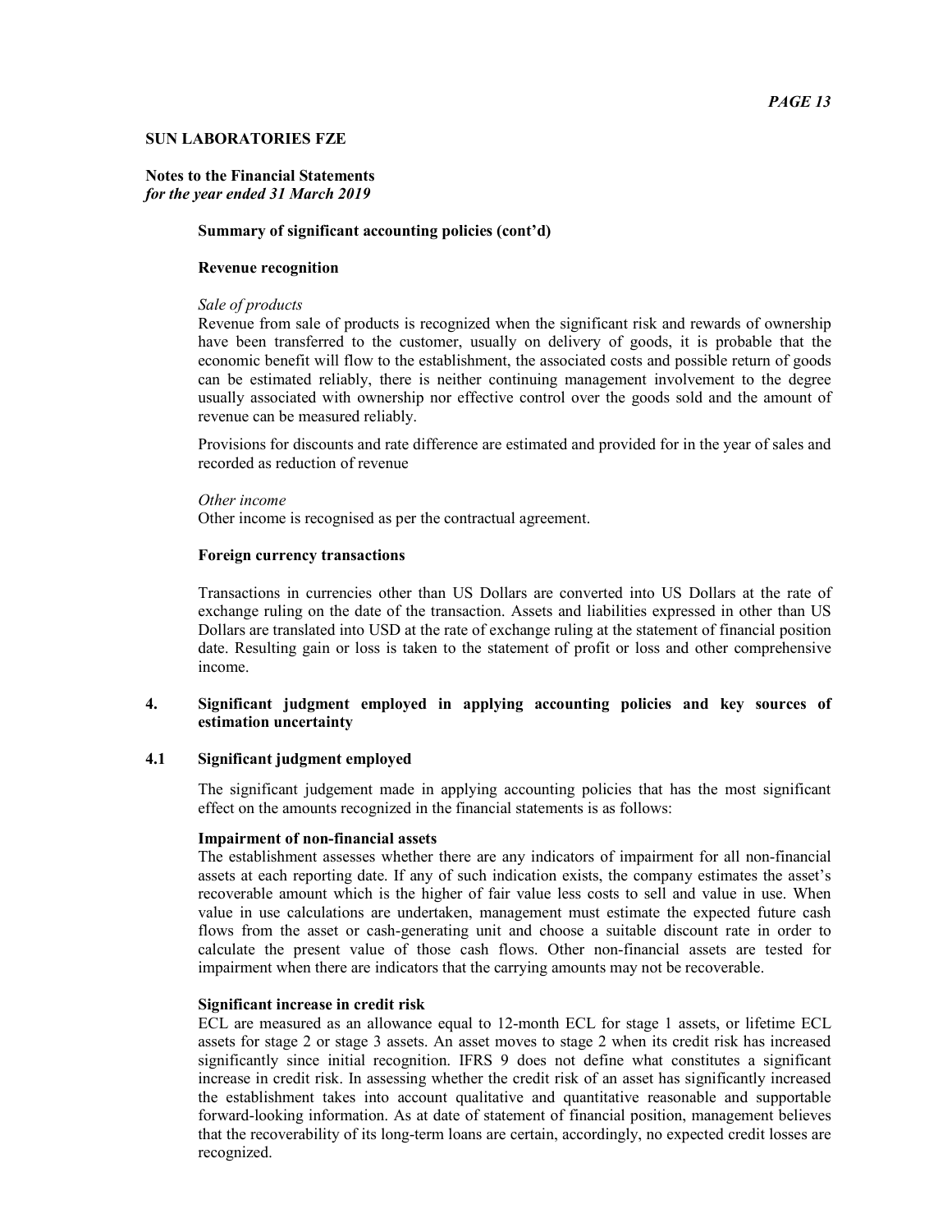**SUN LABORATORIES FZE**

**Notes to the Financial Statements**
***for the year ended 31 March 2019***

**Summary of significant accounting policies (cont'd)**

**Revenue recognition**

*Sale of products*
Revenue from sale of products is recognized when the significant risk and rewards of ownership have been transferred to the customer, usually on delivery of goods, it is probable that the economic benefit will flow to the establishment, the associated costs and possible return of goods can be estimated reliably, there is neither continuing management involvement to the degree usually associated with ownership nor effective control over the goods sold and the amount of revenue can be measured reliably.

Provisions for discounts and rate difference are estimated and provided for in the year of sales and recorded as reduction of revenue

*Other income*
Other income is recognised as per the contractual agreement.

**Foreign currency transactions**

Transactions in currencies other than US Dollars are converted into US Dollars at the rate of exchange ruling on the date of the transaction. Assets and liabilities expressed in other than US Dollars are translated into USD at the rate of exchange ruling at the statement of financial position date. Resulting gain or loss is taken to the statement of profit or loss and other comprehensive income.

## 4. Significant judgment employed in applying accounting policies and key sources of estimation uncertainty

### 4.1 Significant judgment employed

The significant judgement made in applying accounting policies that has the most significant effect on the amounts recognized in the financial statements is as follows:

**Impairment of non-financial assets**
The establishment assesses whether there are any indicators of impairment for all non-financial assets at each reporting date. If any of such indication exists, the company estimates the asset's recoverable amount which is the higher of fair value less costs to sell and value in use. When value in use calculations are undertaken, management must estimate the expected future cash flows from the asset or cash-generating unit and choose a suitable discount rate in order to calculate the present value of those cash flows. Other non-financial assets are tested for impairment when there are indicators that the carrying amounts may not be recoverable.

**Significant increase in credit risk**
ECL are measured as an allowance equal to 12-month ECL for stage 1 assets, or lifetime ECL assets for stage 2 or stage 3 assets. An asset moves to stage 2 when its credit risk has increased significantly since initial recognition. IFRS 9 does not define what constitutes a significant increase in credit risk. In assessing whether the credit risk of an asset has significantly increased the establishment takes into account qualitative and quantitative reasonable and supportable forward-looking information. As at date of statement of financial position, management believes that the recoverability of its long-term loans are certain, accordingly, no expected credit losses are recognized.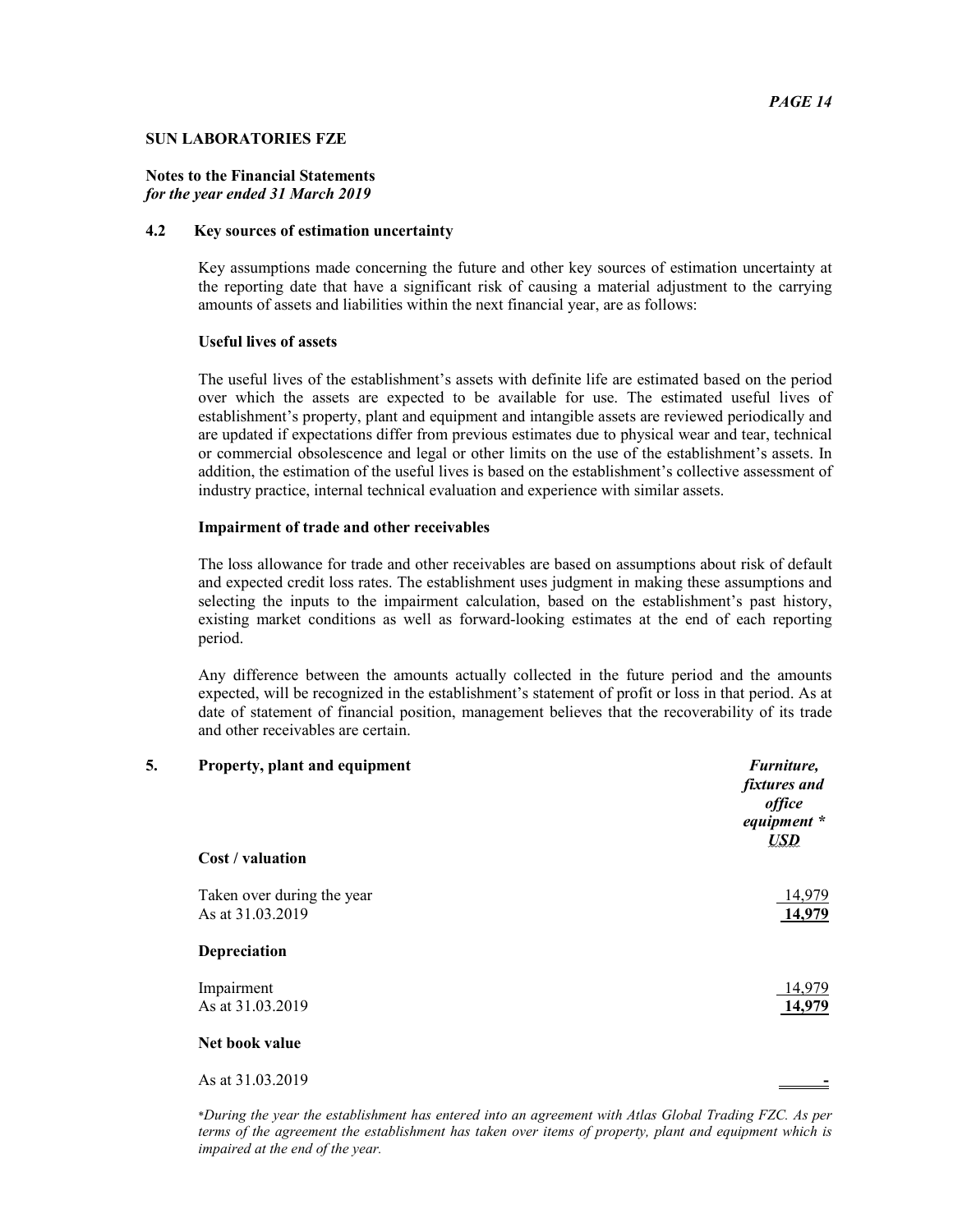**SUN LABORATORIES FZE**

**Notes to the Financial Statements**
*for the year ended 31 March 2019*

### 4.2 Key sources of estimation uncertainty

Key assumptions made concerning the future and other key sources of estimation uncertainty at the reporting date that have a significant risk of causing a material adjustment to the carrying amounts of assets and liabilities within the next financial year, are as follows:

**Useful lives of assets**

The useful lives of the establishment's assets with definite life are estimated based on the period over which the assets are expected to be available for use. The estimated useful lives of establishment's property, plant and equipment and intangible assets are reviewed periodically and are updated if expectations differ from previous estimates due to physical wear and tear, technical or commercial obsolescence and legal or other limits on the use of the establishment's assets. In addition, the estimation of the useful lives is based on the establishment's collective assessment of industry practice, internal technical evaluation and experience with similar assets.

**Impairment of trade and other receivables**

The loss allowance for trade and other receivables are based on assumptions about risk of default and expected credit loss rates. The establishment uses judgment in making these assumptions and selecting the inputs to the impairment calculation, based on the establishment's past history, existing market conditions as well as forward-looking estimates at the end of each reporting period.

Any difference between the amounts actually collected in the future period and the amounts expected, will be recognized in the establishment's statement of profit or loss in that period. As at date of statement of financial position, management believes that the recoverability of its trade and other receivables are certain.

## 5. Property, plant and equipment

| | *Furniture, fixtures and office equipment ** *USD* |
|---|---|
| **Cost / valuation** | |
| Taken over during the year | 14,979 |
| As at 31.03.2019 | **14,979** |
| **Depreciation** | |
| Impairment | 14,979 |
| As at 31.03.2019 | **14,979** |
| **Net book value** | |
| As at 31.03.2019 | - |

**During the year the establishment has entered into an agreement with Atlas Global Trading FZC. As per terms of the agreement the establishment has taken over items of property, plant and equipment which is impaired at the end of the year.*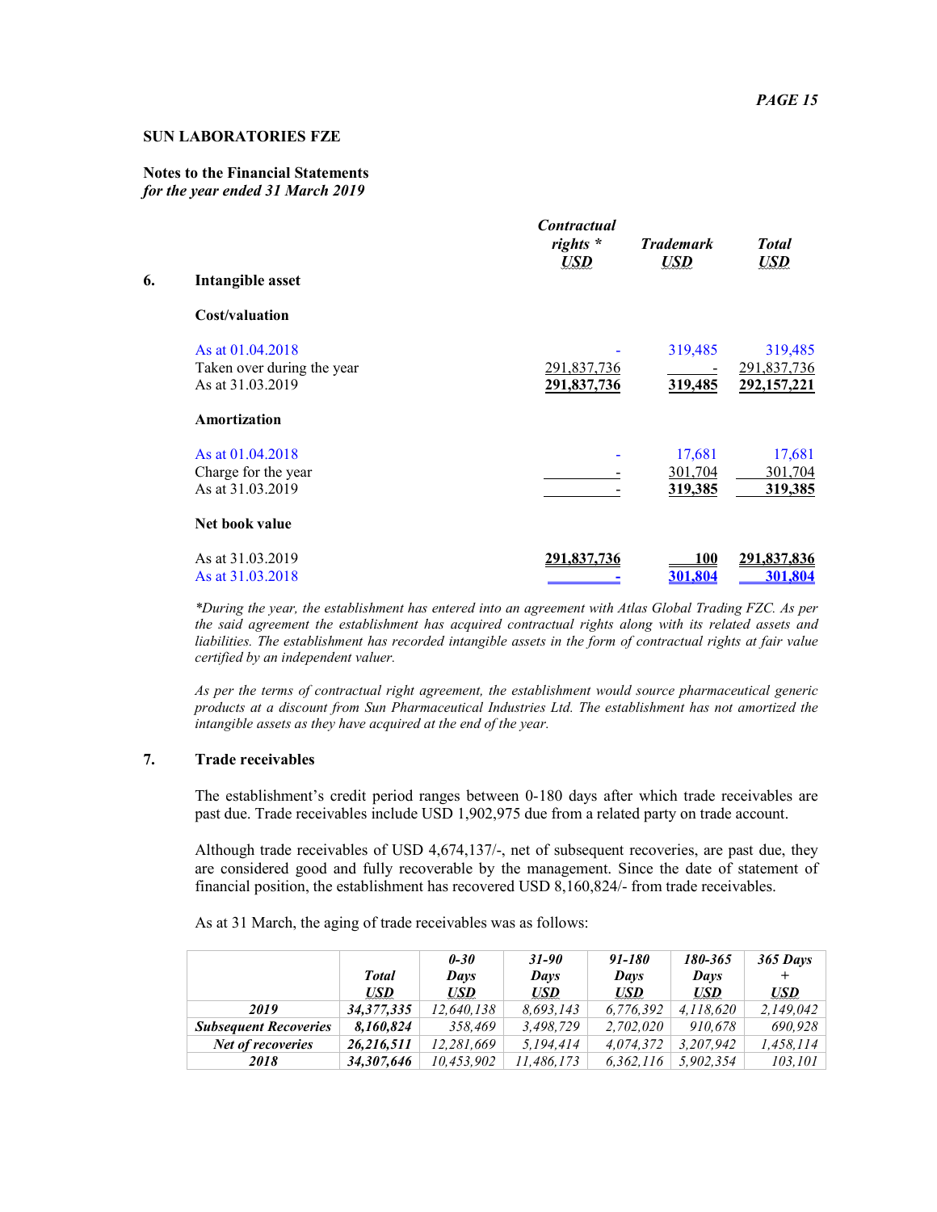**SUN LABORATORIES FZE**

**Notes to the Financial Statements**
*for the year ended 31 March 2019*

## 6. Intangible asset

| | *Contractual rights ** *USD* | *Trademark* *USD* | *Total* *USD* |
|---|---|---|---|
| **Cost/valuation** | | | |
| As at 01.04.2018 | - | 319,485 | 319,485 |
| Taken over during the year | 291,837,736 | - | 291,837,736 |
| As at 31.03.2019 | **291,837,736** | **319,485** | **292,157,221** |
| **Amortization** | | | |
| As at 01.04.2018 | - | 17,681 | 17,681 |
| Charge for the year | - | 301,704 | 301,704 |
| As at 31.03.2019 | - | **319,385** | **319,385** |
| **Net book value** | | | |
| As at 31.03.2019 | **291,837,736** | **100** | **291,837,836** |
| As at 31.03.2018 | **-** | **301,804** | **301,804** |

*\*During the year, the establishment has entered into an agreement with Atlas Global Trading FZC. As per the said agreement the establishment has acquired contractual rights along with its related assets and liabilities. The establishment has recorded intangible assets in the form of contractual rights at fair value certified by an independent valuer.*

*As per the terms of contractual right agreement, the establishment would source pharmaceutical generic products at a discount from Sun Pharmaceutical Industries Ltd. The establishment has not amortized the intangible assets as they have acquired at the end of the year.*

## 7. Trade receivables

The establishment's credit period ranges between 0-180 days after which trade receivables are past due. Trade receivables include USD 1,902,975 due from a related party on trade account.

Although trade receivables of USD 4,674,137/-, net of subsequent recoveries, are past due, they are considered good and fully recoverable by the management. Since the date of statement of financial position, the establishment has recovered USD 8,160,824/- from trade receivables.

As at 31 March, the aging of trade receivables was as follows:

| | *Total* *USD* | *0-30 Days* *USD* | *31-90 Days* *USD* | *91-180 Days* *USD* | *180-365 Days* *USD* | *365 Days +* *USD* |
|---|---|---|---|---|---|---|
| ***2019*** | ***34,377,335*** | *12,640,138* | *8,693,143* | *6,776,392* | *4,118,620* | *2,149,042* |
| ***Subsequent Recoveries*** | ***8,160,824*** | *358,469* | *3,498,729* | *2,702,020* | *910,678* | *690,928* |
| ***Net of recoveries*** | ***26,216,511*** | *12,281,669* | *5,194,414* | *4,074,372* | *3,207,942* | *1,458,114* |
| ***2018*** | ***34,307,646*** | *10,453,902* | *11,486,173* | *6,362,116* | *5,902,354* | *103,101* |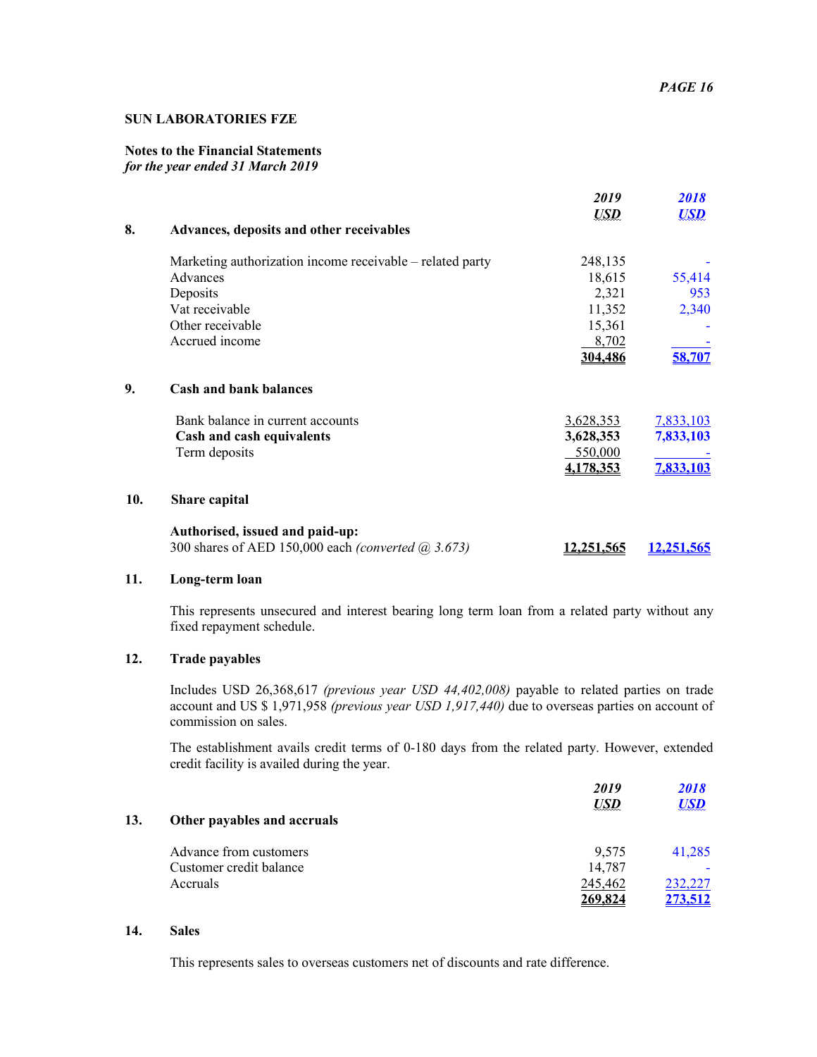**SUN LABORATORIES FZE**

**Notes to the Financial Statements**
*for the year ended 31 March 2019*

| | | 2019 USD | 2018 USD |
|---|---|---|---|
| **8.** | **Advances, deposits and other receivables** | | |
| | Marketing authorization income receivable – related party | 248,135 | - |
| | Advances | 18,615 | 55,414 |
| | Deposits | 2,321 | 953 |
| | Vat receivable | 11,352 | 2,340 |
| | Other receivable | 15,361 | - |
| | Accrued income | 8,702 | - |
| | | **304,486** | **58,707** |

**9. Cash and bank balances**

| | 2019 USD | 2018 USD |
|---|---|---|
| Bank balance in current accounts | 3,628,353 | 7,833,103 |
| **Cash and cash equivalents** | **3,628,353** | **7,833,103** |
| Term deposits | 550,000 | - |
| | **4,178,353** | **7,833,103** |

**10. Share capital**

| | 2019 USD | 2018 USD |
|---|---|---|
| **Authorised, issued and paid-up:** | | |
| 300 shares of AED 150,000 each *(converted @ 3.673)* | **12,251,565** | **12,251,565** |

**11. Long-term loan**

This represents unsecured and interest bearing long term loan from a related party without any fixed repayment schedule.

**12. Trade payables**

Includes USD 26,368,617 *(previous year USD 44,402,008)* payable to related parties on trade account and US $ 1,971,958 *(previous year USD 1,917,440)* due to overseas parties on account of commission on sales.

The establishment avails credit terms of 0-180 days from the related party. However, extended credit facility is availed during the year.

| | | 2019 USD | 2018 USD |
|---|---|---|---|
| **13.** | **Other payables and accruals** | | |
| | Advance from customers | 9,575 | 41,285 |
| | Customer credit balance | 14,787 | - |
| | Accruals | 245,462 | 232,227 |
| | | **269,824** | **273,512** |

**14. Sales**

This represents sales to overseas customers net of discounts and rate difference.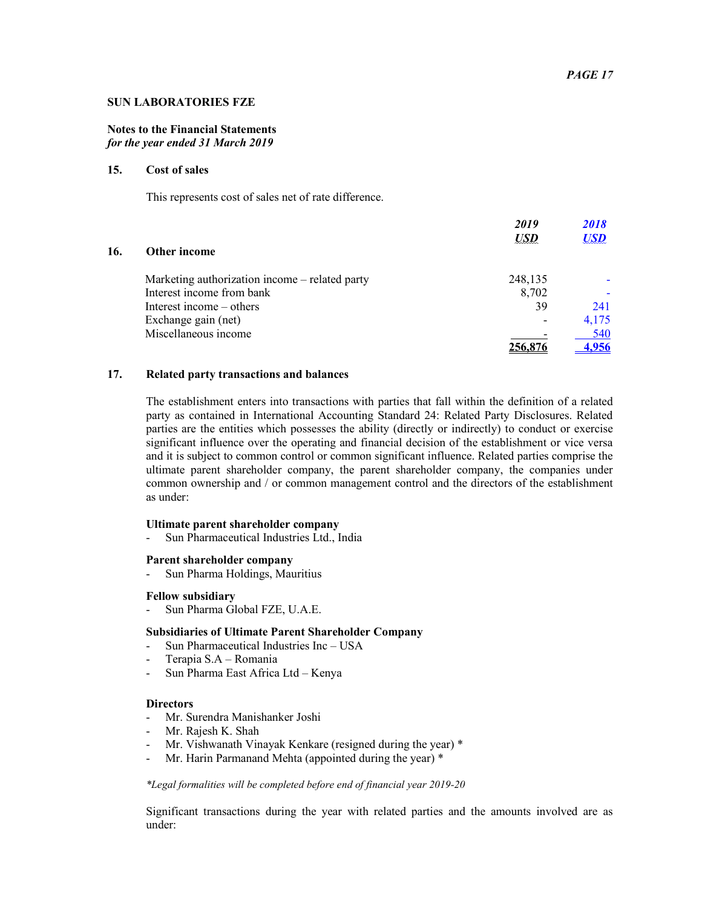**SUN LABORATORIES FZE**

**Notes to the Financial Statements**
*for the year ended 31 March 2019*

## 15. Cost of sales

This represents cost of sales net of rate difference.

## 16. Other income

| | 2019 USD | 2018 USD |
|---|---|---|
| Marketing authorization income – related party | 248,135 | - |
| Interest income from bank | 8,702 | - |
| Interest income – others | 39 | 241 |
| Exchange gain (net) | - | 4,175 |
| Miscellaneous income | - | 540 |
| | **256,876** | **4,956** |

## 17. Related party transactions and balances

The establishment enters into transactions with parties that fall within the definition of a related party as contained in International Accounting Standard 24: Related Party Disclosures. Related parties are the entities which possesses the ability (directly or indirectly) to conduct or exercise significant influence over the operating and financial decision of the establishment or vice versa and it is subject to common control or common significant influence. Related parties comprise the ultimate parent shareholder company, the parent shareholder company, the companies under common ownership and / or common management control and the directors of the establishment as under:

**Ultimate parent shareholder company**
- Sun Pharmaceutical Industries Ltd., India

**Parent shareholder company**
- Sun Pharma Holdings, Mauritius

**Fellow subsidiary**
- Sun Pharma Global FZE, U.A.E.

**Subsidiaries of Ultimate Parent Shareholder Company**
- Sun Pharmaceutical Industries Inc – USA
- Terapia S.A – Romania
- Sun Pharma East Africa Ltd – Kenya

**Directors**
- Mr. Surendra Manishanker Joshi
- Mr. Rajesh K. Shah
- Mr. Vishwanath Vinayak Kenkare (resigned during the year) *
- Mr. Harin Parmanand Mehta (appointed during the year) *

*\*Legal formalities will be completed before end of financial year 2019-20*

Significant transactions during the year with related parties and the amounts involved are as under: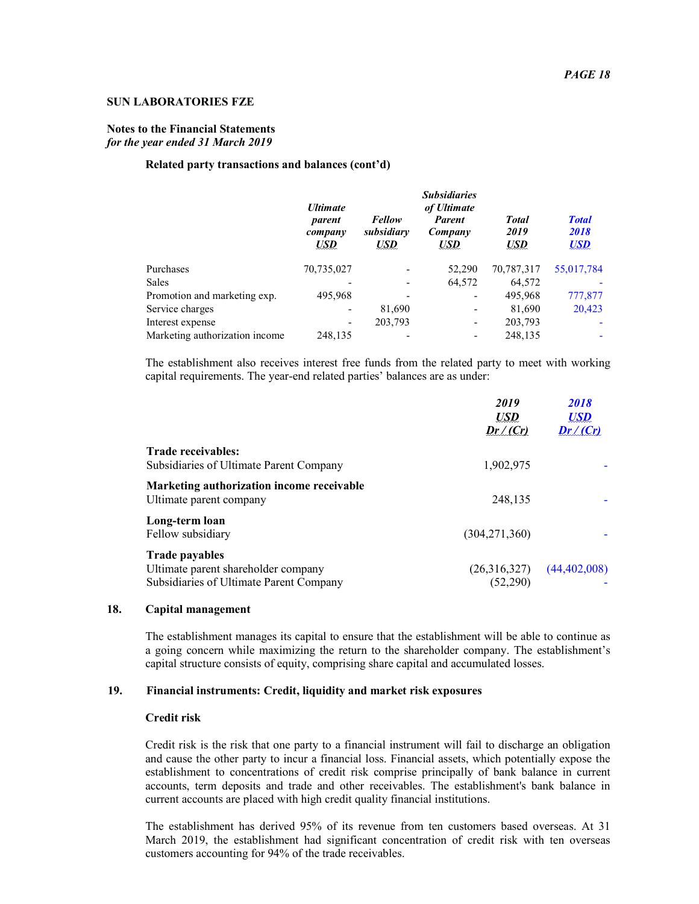**SUN LABORATORIES FZE**

**Notes to the Financial Statements**
*for the year ended 31 March 2019*

**Related party transactions and balances (cont'd)**

| | ***Ultimate parent company*** ***USD*** | ***Fellow subsidiary*** ***USD*** | ***Subsidiaries of Ultimate Parent Company*** ***USD*** | ***Total 2019*** ***USD*** | ***Total 2018*** ***USD*** |
|---|---|---|---|---|---|
| Purchases | 70,735,027 | - | 52,290 | 70,787,317 | 55,017,784 |
| Sales | - | - | 64,572 | 64,572 | - |
| Promotion and marketing exp. | 495,968 | - | - | 495,968 | 777,877 |
| Service charges | - | 81,690 | - | 81,690 | 20,423 |
| Interest expense | - | 203,793 | - | 203,793 | - |
| Marketing authorization income | 248,135 | - | - | 248,135 | - |

The establishment also receives interest free funds from the related party to meet with working capital requirements. The year-end related parties' balances are as under:

| | ***2019*** ***USD*** ***Dr / (Cr)*** | ***2018*** ***USD*** ***Dr / (Cr)*** |
|---|---|---|
| **Trade receivables:** | | |
| Subsidiaries of Ultimate Parent Company | 1,902,975 | - |
| **Marketing authorization income receivable** | | |
| Ultimate parent company | 248,135 | - |
| **Long-term loan** | | |
| Fellow subsidiary | (304,271,360) | - |
| **Trade payables** | | |
| Ultimate parent shareholder company | (26,316,327) | (44,402,008) |
| Subsidiaries of Ultimate Parent Company | (52,290) | - |

## 18. Capital management

The establishment manages its capital to ensure that the establishment will be able to continue as a going concern while maximizing the return to the shareholder company. The establishment's capital structure consists of equity, comprising share capital and accumulated losses.

## 19. Financial instruments: Credit, liquidity and market risk exposures

**Credit risk**

Credit risk is the risk that one party to a financial instrument will fail to discharge an obligation and cause the other party to incur a financial loss. Financial assets, which potentially expose the establishment to concentrations of credit risk comprise principally of bank balance in current accounts, term deposits and trade and other receivables. The establishment's bank balance in current accounts are placed with high credit quality financial institutions.

The establishment has derived 95% of its revenue from ten customers based overseas. At 31 March 2019, the establishment had significant concentration of credit risk with ten overseas customers accounting for 94% of the trade receivables.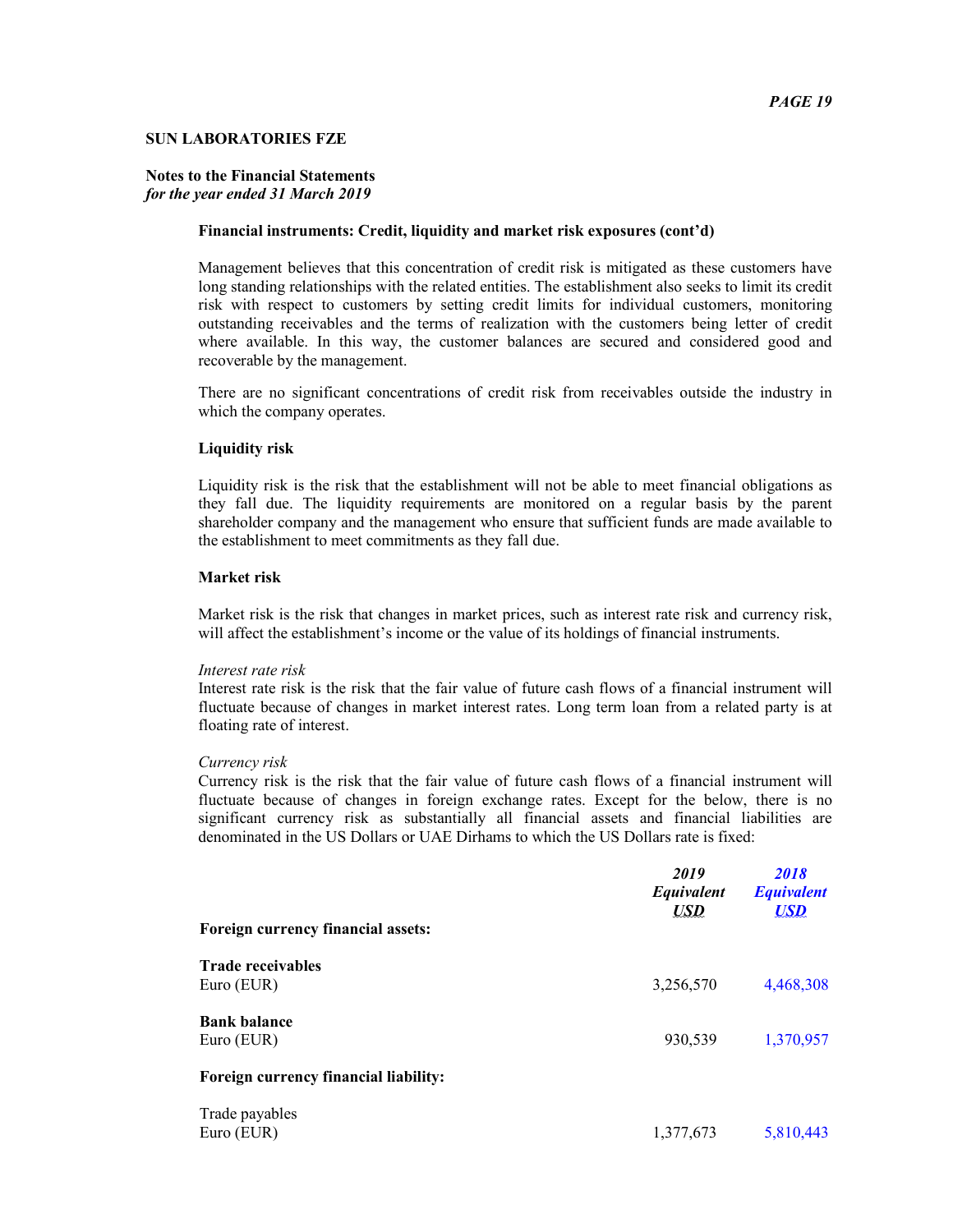**SUN LABORATORIES FZE**

**Notes to the Financial Statements**
*for the year ended 31 March 2019*

**Financial instruments: Credit, liquidity and market risk exposures (cont'd)**

Management believes that this concentration of credit risk is mitigated as these customers have long standing relationships with the related entities. The establishment also seeks to limit its credit risk with respect to customers by setting credit limits for individual customers, monitoring outstanding receivables and the terms of realization with the customers being letter of credit where available. In this way, the customer balances are secured and considered good and recoverable by the management.

There are no significant concentrations of credit risk from receivables outside the industry in which the company operates.

**Liquidity risk**

Liquidity risk is the risk that the establishment will not be able to meet financial obligations as they fall due. The liquidity requirements are monitored on a regular basis by the parent shareholder company and the management who ensure that sufficient funds are made available to the establishment to meet commitments as they fall due.

**Market risk**

Market risk is the risk that changes in market prices, such as interest rate risk and currency risk, will affect the establishment's income or the value of its holdings of financial instruments.

*Interest rate risk*
Interest rate risk is the risk that the fair value of future cash flows of a financial instrument will fluctuate because of changes in market interest rates. Long term loan from a related party is at floating rate of interest.

*Currency risk*
Currency risk is the risk that the fair value of future cash flows of a financial instrument will fluctuate because of changes in foreign exchange rates. Except for the below, there is no significant currency risk as substantially all financial assets and financial liabilities are denominated in the US Dollars or UAE Dirhams to which the US Dollars rate is fixed:

| | ***2019 Equivalent USD*** | ***2018 Equivalent USD*** |
|---|---|---|
| **Foreign currency financial assets:** | | |
| **Trade receivables** | | |
| Euro (EUR) | 3,256,570 | 4,468,308 |
| **Bank balance** | | |
| Euro (EUR) | 930,539 | 1,370,957 |
| **Foreign currency financial liability:** | | |
| Trade payables | | |
| Euro (EUR) | 1,377,673 | 5,810,443 |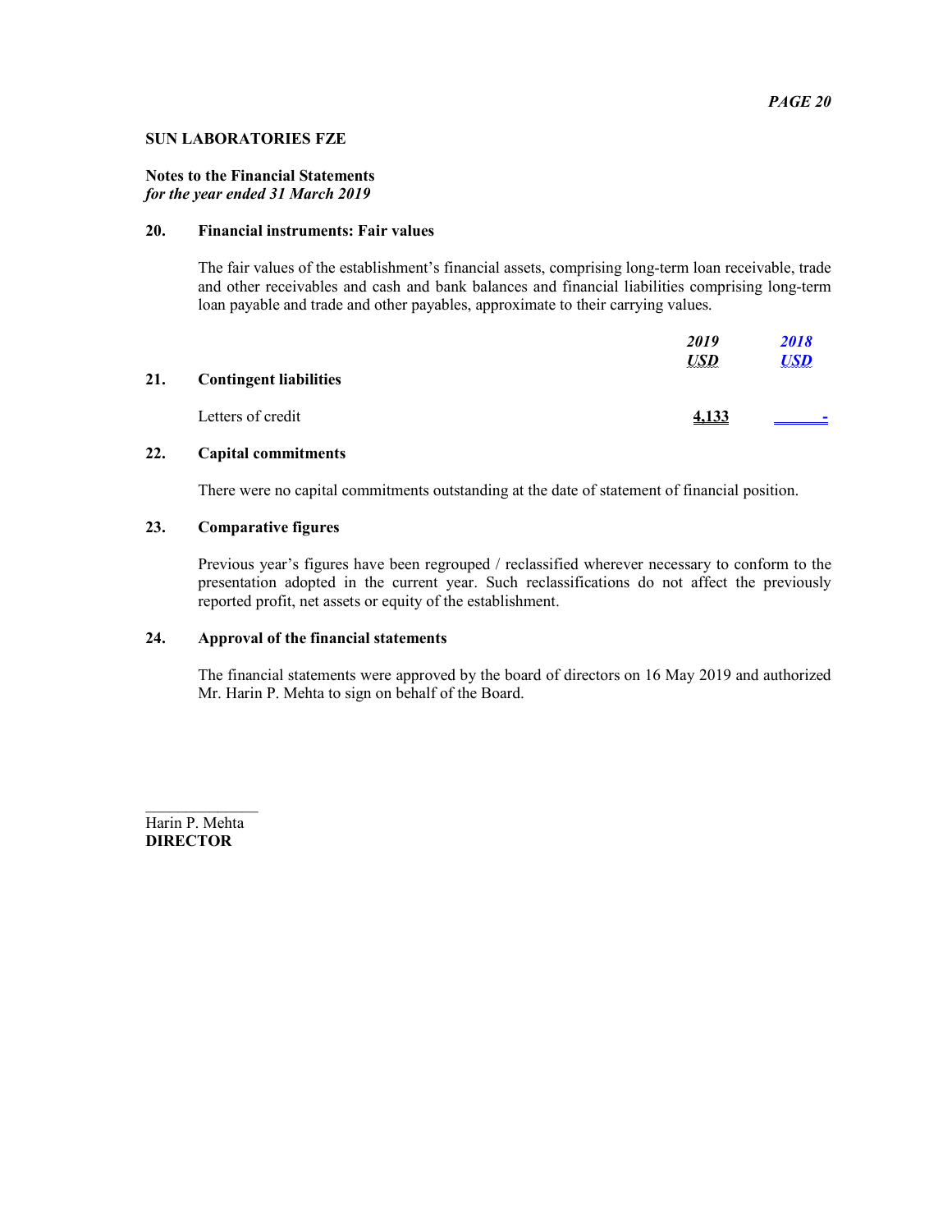**SUN LABORATORIES FZE**

**Notes to the Financial Statements**
***for the year ended 31 March 2019***

## 20. Financial instruments: Fair values

The fair values of the establishment's financial assets, comprising long-term loan receivable, trade and other receivables and cash and bank balances and financial liabilities comprising long-term loan payable and trade and other payables, approximate to their carrying values.

## 21. Contingent liabilities

| | *2019* *USD* | *2018* *USD* |
|---|---|---|
| Letters of credit | **4,133** | - |

## 22. Capital commitments

There were no capital commitments outstanding at the date of statement of financial position.

## 23. Comparative figures

Previous year's figures have been regrouped / reclassified wherever necessary to conform to the presentation adopted in the current year. Such reclassifications do not affect the previously reported profit, net assets or equity of the establishment.

## 24. Approval of the financial statements

The financial statements were approved by the board of directors on 16 May 2019 and authorized Mr. Harin P. Mehta to sign on behalf of the Board.

______________
Harin P. Mehta
**DIRECTOR**